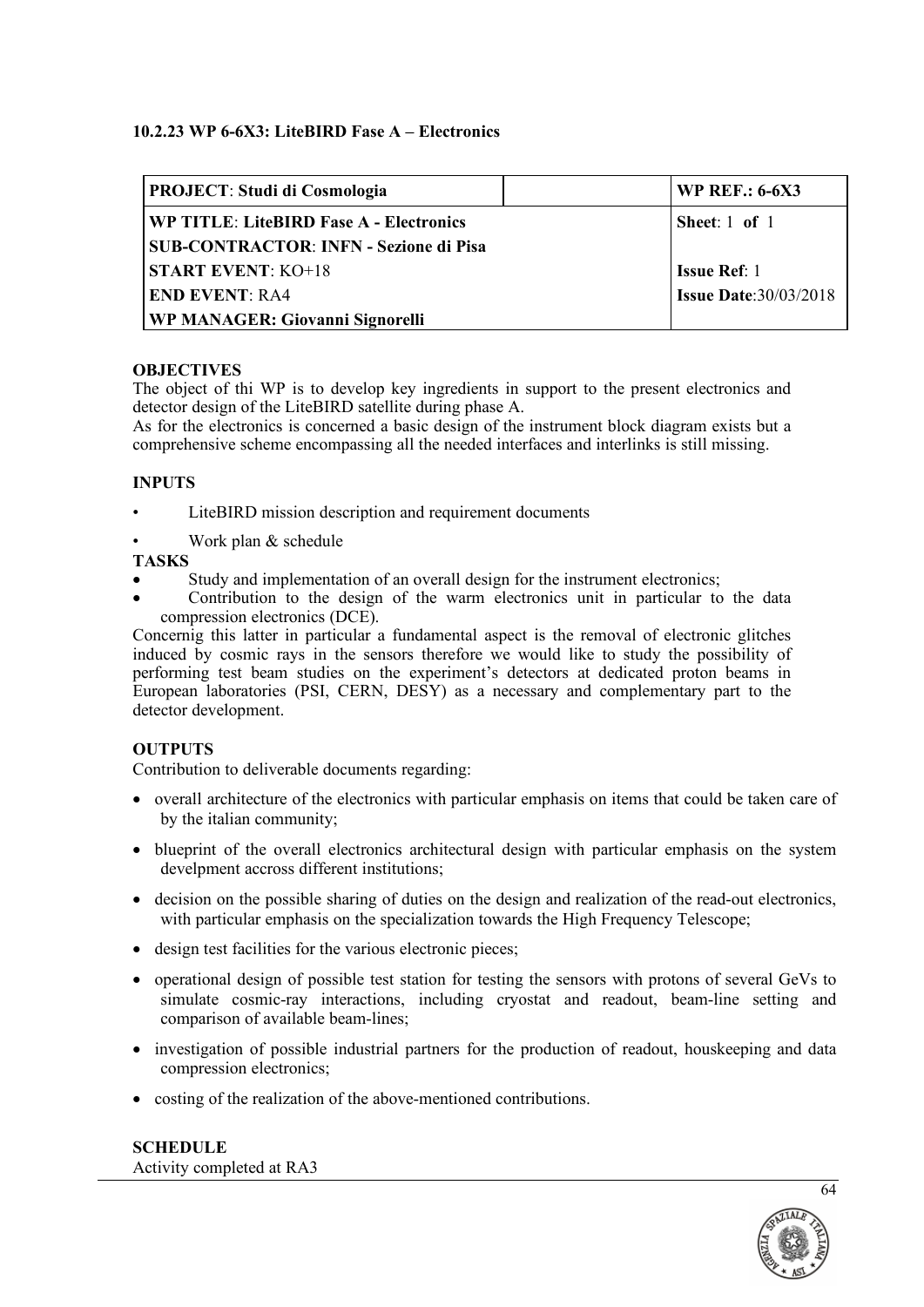### 10.2.23 WP 6-6X3: LiteBIRD Fase A – Electronics

| **PROJECT**: **Studi di Cosmologia** | | **WP REF.: 6-6X3** |
|---|---|---|
| **WP TITLE**: **LiteBIRD Fase A - Electronics**<br>**SUB-CONTRACTOR**: **INFN - Sezione di Pisa**<br>**START EVENT**: KO+18<br>**END EVENT**: RA4<br>**WP MANAGER: Giovanni Signorelli** | | **Sheet**: 1 **of** 1<br><br>**Issue Ref**: 1<br>**Issue Date**:30/03/2018 |

**OBJECTIVES**

The object of thi WP is to develop key ingredients in support to the present electronics and detector design of the LiteBIRD satellite during phase A.

As for the electronics is concerned a basic design of the instrument block diagram exists but a comprehensive scheme encompassing all the needed interfaces and interlinks is still missing.

**INPUTS**

- LiteBIRD mission description and requirement documents
- Work plan & schedule

**TASKS**

- Study and implementation of an overall design for the instrument electronics;
- Contribution to the design of the warm electronics unit in particular to the data compression electronics (DCE).

Concernig this latter in particular a fundamental aspect is the removal of electronic glitches induced by cosmic rays in the sensors therefore we would like to study the possibility of performing test beam studies on the experiment's detectors at dedicated proton beams in European laboratories (PSI, CERN, DESY) as a necessary and complementary part to the detector development.

**OUTPUTS**

Contribution to deliverable documents regarding:

- overall architecture of the electronics with particular emphasis on items that could be taken care of by the italian community;
- blueprint of the overall electronics architectural design with particular emphasis on the system develpment accross different institutions;
- decision on the possible sharing of duties on the design and realization of the read-out electronics, with particular emphasis on the specialization towards the High Frequency Telescope;
- design test facilities for the various electronic pieces;
- operational design of possible test station for testing the sensors with protons of several GeVs to simulate cosmic-ray interactions, including cryostat and readout, beam-line setting and comparison of available beam-lines;
- investigation of possible industrial partners for the production of readout, houskeeping and data compression electronics;
- costing of the realization of the above-mentioned contributions.

**SCHEDULE**

Activity completed at RA3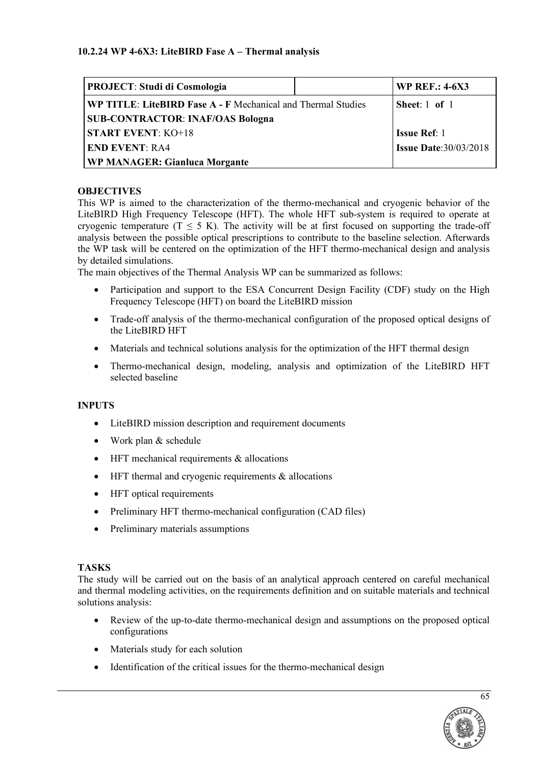#### 10.2.24 WP 4-6X3: LiteBIRD Fase A – Thermal analysis

| **PROJECT**: **Studi di Cosmologia** | | **WP REF.: 4-6X3** |
| --- | --- | --- |
| **WP TITLE**: **LiteBIRD Fase A - F** Mechanical and Thermal Studies | | **Sheet**: 1 **of** 1 |
| **SUB-CONTRACTOR**: **INAF/OAS Bologna** | | |
| **START EVENT**: KO+18 | | **Issue Ref**: 1 |
| **END EVENT**: RA4 | | **Issue Date**:30/03/2018 |
| **WP MANAGER: Gianluca Morgante** | | |

**OBJECTIVES**

This WP is aimed to the characterization of the thermo-mechanical and cryogenic behavior of the LiteBIRD High Frequency Telescope (HFT). The whole HFT sub-system is required to operate at cryogenic temperature ($T \leq 5$ K). The activity will be at first focused on supporting the trade-off analysis between the possible optical prescriptions to contribute to the baseline selection. Afterwards the WP task will be centered on the optimization of the HFT thermo-mechanical design and analysis by detailed simulations.

The main objectives of the Thermal Analysis WP can be summarized as follows:

- Participation and support to the ESA Concurrent Design Facility (CDF) study on the High Frequency Telescope (HFT) on board the LiteBIRD mission
- Trade-off analysis of the thermo-mechanical configuration of the proposed optical designs of the LiteBIRD HFT
- Materials and technical solutions analysis for the optimization of the HFT thermal design
- Thermo-mechanical design, modeling, analysis and optimization of the LiteBIRD HFT selected baseline

**INPUTS**

- LiteBIRD mission description and requirement documents
- Work plan & schedule
- HFT mechanical requirements & allocations
- HFT thermal and cryogenic requirements & allocations
- HFT optical requirements
- Preliminary HFT thermo-mechanical configuration (CAD files)
- Preliminary materials assumptions

**TASKS**

The study will be carried out on the basis of an analytical approach centered on careful mechanical and thermal modeling activities, on the requirements definition and on suitable materials and technical solutions analysis:

- Review of the up-to-date thermo-mechanical design and assumptions on the proposed optical configurations
- Materials study for each solution
- Identification of the critical issues for the thermo-mechanical design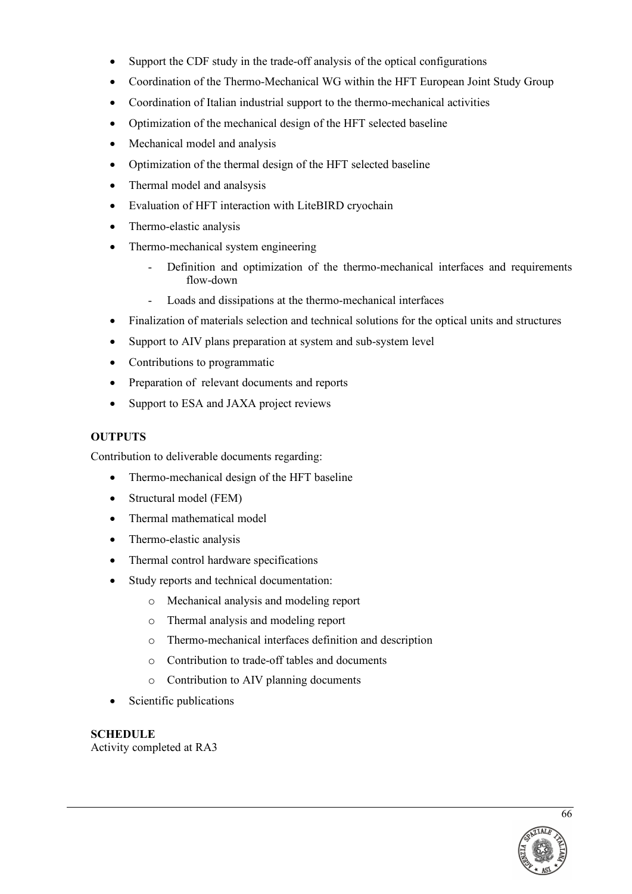- Support the CDF study in the trade-off analysis of the optical configurations
- Coordination of the Thermo-Mechanical WG within the HFT European Joint Study Group
- Coordination of Italian industrial support to the thermo-mechanical activities
- Optimization of the mechanical design of the HFT selected baseline
- Mechanical model and analysis
- Optimization of the thermal design of the HFT selected baseline
- Thermal model and analsysis
- Evaluation of HFT interaction with LiteBIRD cryochain
- Thermo-elastic analysis
- Thermo-mechanical system engineering
    - Definition and optimization of the thermo-mechanical interfaces and requirements flow-down
    - Loads and dissipations at the thermo-mechanical interfaces
- Finalization of materials selection and technical solutions for the optical units and structures
- Support to AIV plans preparation at system and sub-system level
- Contributions to programmatic
- Preparation of relevant documents and reports
- Support to ESA and JAXA project reviews

**OUTPUTS**

Contribution to deliverable documents regarding:

- Thermo-mechanical design of the HFT baseline
- Structural model (FEM)
- Thermal mathematical model
- Thermo-elastic analysis
- Thermal control hardware specifications
- Study reports and technical documentation:
    - Mechanical analysis and modeling report
    - Thermal analysis and modeling report
    - Thermo-mechanical interfaces definition and description
    - Contribution to trade-off tables and documents
    - Contribution to AIV planning documents
- Scientific publications

**SCHEDULE**

Activity completed at RA3